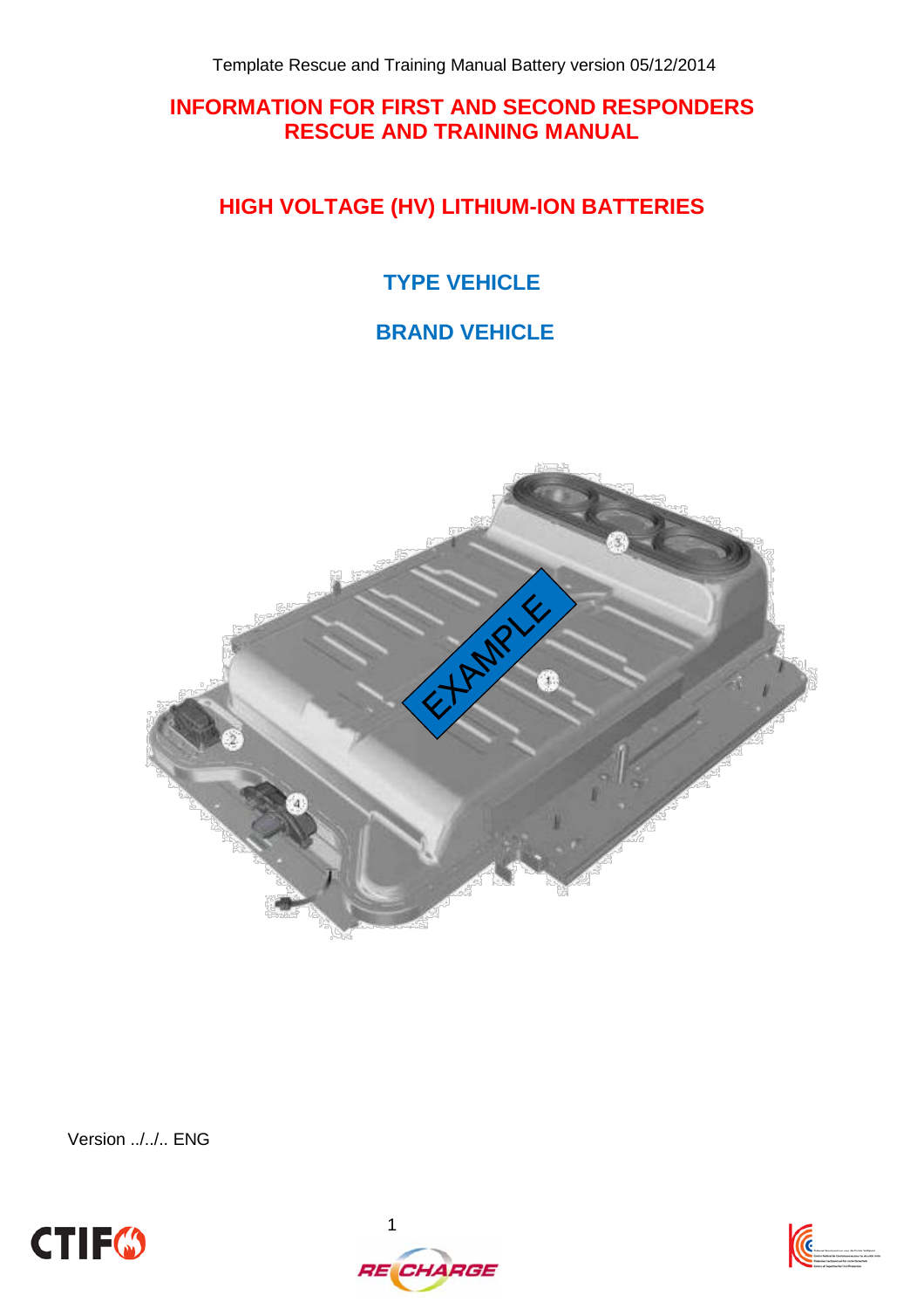Template Rescue and Training Manual Battery version 05/12/2014

# INFORMATION FOR FIRST AND SECOND RESPONDERS RESCUE AND TRAINING MANUAL

# HIGH VOLTAGE (HV) LITHIUM-ION BATTERIES

## TYPE VEHICLE

## BRAND VEHICLE

Version ../../.. ENG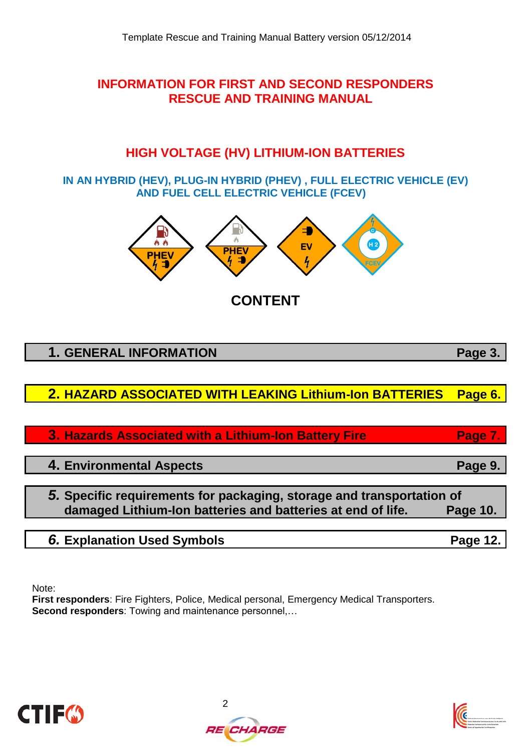# INFORMATION FOR FIRST AND SECOND RESPONDERS
# RESCUE AND TRAINING MANUAL

## HIGH VOLTAGE (HV) LITHIUM-ION BATTERIES

### IN AN HYBRID (HEV), PLUG-IN HYBRID (PHEV) , FULL ELECTRIC VEHICLE (EV) AND FUEL CELL ELECTRIC VEHICLE (FCEV)

## CONTENT

| | |
|---|---|
| **1. GENERAL INFORMATION** | **Page 3.** |
| **2. HAZARD ASSOCIATED WITH LEAKING Lithium-Ion BATTERIES** | **Page 6.** |
| **3. Hazards Associated with a Lithium-Ion Battery Fire** | **Page 7.** |
| **4. Environmental Aspects** | **Page 9.** |
| ***5.* Specific requirements for packaging, storage and transportation of damaged Lithium-Ion batteries and batteries at end of life.** | **Page 10.** |
| ***6.* Explanation Used Symbols** | **Page 12.** |

Note:
**First responders**: Fire Fighters, Police, Medical personal, Emergency Medical Transporters.
**Second responders**: Towing and maintenance personnel,…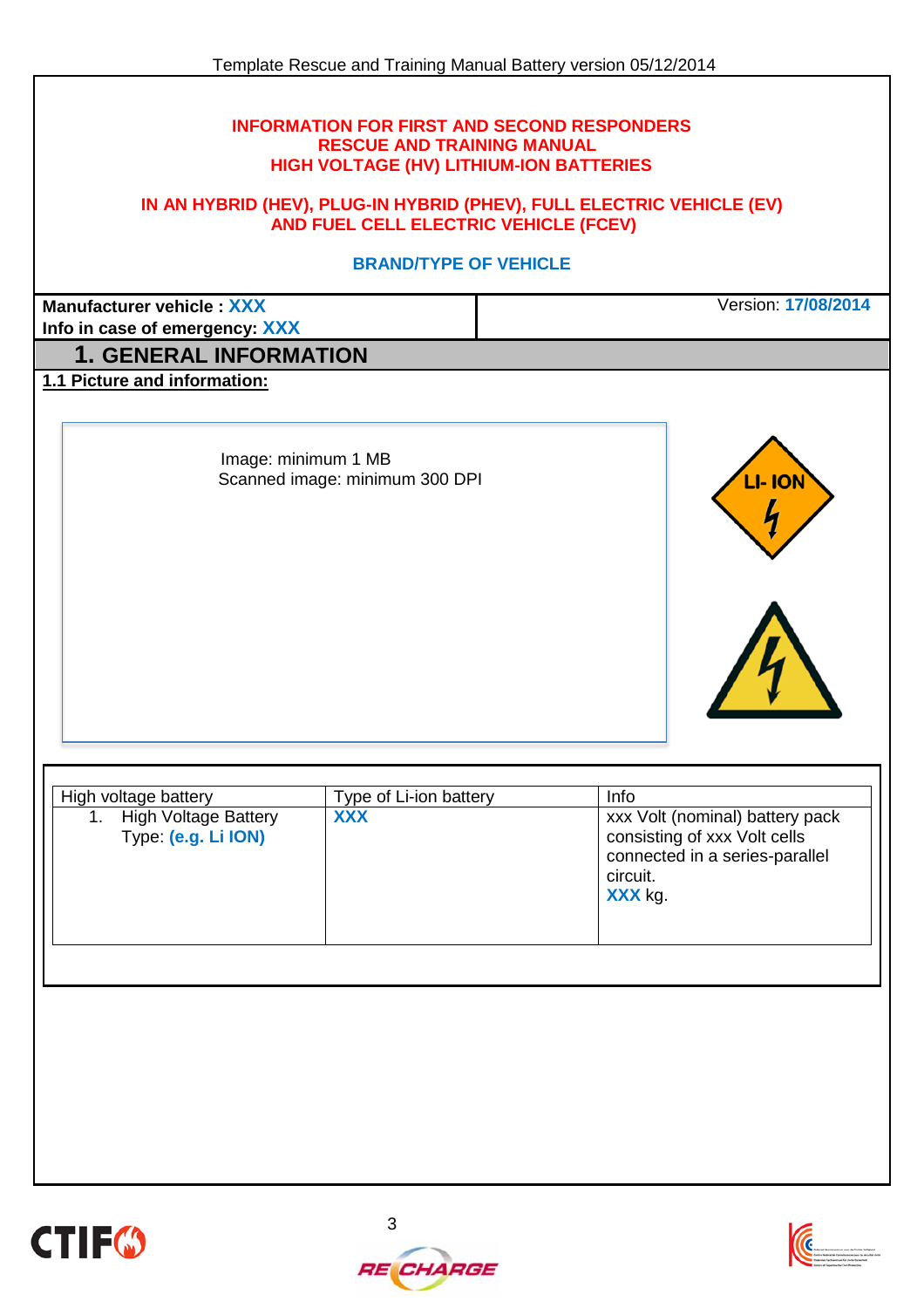**INFORMATION FOR FIRST AND SECOND RESPONDERS**
**RESCUE AND TRAINING MANUAL**
**HIGH VOLTAGE (HV) LITHIUM-ION BATTERIES**

**IN AN HYBRID (HEV), PLUG-IN HYBRID (PHEV), FULL ELECTRIC VEHICLE (EV) AND FUEL CELL ELECTRIC VEHICLE (FCEV)**

**BRAND/TYPE OF VEHICLE**

| **Manufacturer vehicle : XXX**<br>**Info in case of emergency: XXX** | Version: **17/08/2014** |
|---|---|

# 1. GENERAL INFORMATION

**1.1 Picture and information:**

Image: minimum 1 MB
Scanned image: minimum 300 DPI

LI- ION

| High voltage battery | Type of Li-ion battery | Info |
|---|---|---|
| 1. High Voltage Battery Type: **(e.g. Li ION)** | **XXX** | xxx Volt (nominal) battery pack consisting of xxx Volt cells connected in a series-parallel circuit.<br>**XXX** kg. |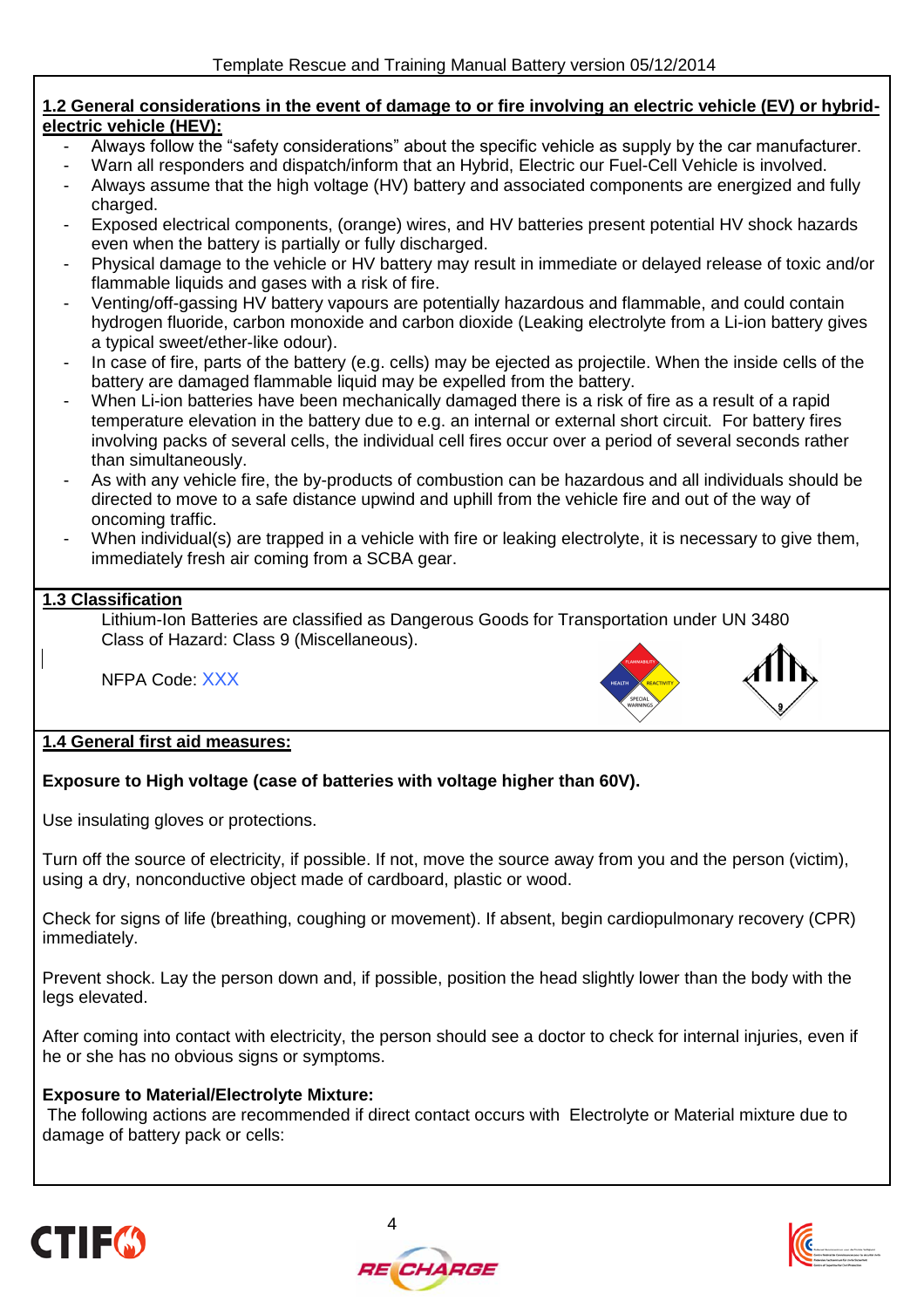## 1.2 General considerations in the event of damage to or fire involving an electric vehicle (EV) or hybrid-electric vehicle (HEV):

- Always follow the “safety considerations” about the specific vehicle as supply by the car manufacturer.
- Warn all responders and dispatch/inform that an Hybrid, Electric our Fuel-Cell Vehicle is involved.
- Always assume that the high voltage (HV) battery and associated components are energized and fully charged.
- Exposed electrical components, (orange) wires, and HV batteries present potential HV shock hazards even when the battery is partially or fully discharged.
- Physical damage to the vehicle or HV battery may result in immediate or delayed release of toxic and/or flammable liquids and gases with a risk of fire.
- Venting/off-gassing HV battery vapours are potentially hazardous and flammable, and could contain hydrogen fluoride, carbon monoxide and carbon dioxide (Leaking electrolyte from a Li-ion battery gives a typical sweet/ether-like odour).
- In case of fire, parts of the battery (e.g. cells) may be ejected as projectile. When the inside cells of the battery are damaged flammable liquid may be expelled from the battery.
- When Li-ion batteries have been mechanically damaged there is a risk of fire as a result of a rapid temperature elevation in the battery due to e.g. an internal or external short circuit. For battery fires involving packs of several cells, the individual cell fires occur over a period of several seconds rather than simultaneously.
- As with any vehicle fire, the by-products of combustion can be hazardous and all individuals should be directed to move to a safe distance upwind and uphill from the vehicle fire and out of the way of oncoming traffic.
- When individual(s) are trapped in a vehicle with fire or leaking electrolyte, it is necessary to give them, immediately fresh air coming from a SCBA gear.

## 1.3 Classification

Lithium-Ion Batteries are classified as Dangerous Goods for Transportation under UN 3480
Class of Hazard: Class 9 (Miscellaneous).

NFPA Code: XXX

## 1.4 General first aid measures:

**Exposure to High voltage (case of batteries with voltage higher than 60V).**

Use insulating gloves or protections.

Turn off the source of electricity, if possible. If not, move the source away from you and the person (victim), using a dry, nonconductive object made of cardboard, plastic or wood.

Check for signs of life (breathing, coughing or movement). If absent, begin cardiopulmonary recovery (CPR) immediately.

Prevent shock. Lay the person down and, if possible, position the head slightly lower than the body with the legs elevated.

After coming into contact with electricity, the person should see a doctor to check for internal injuries, even if he or she has no obvious signs or symptoms.

**Exposure to Material/Electrolyte Mixture:**

The following actions are recommended if direct contact occurs with Electrolyte or Material mixture due to damage of battery pack or cells: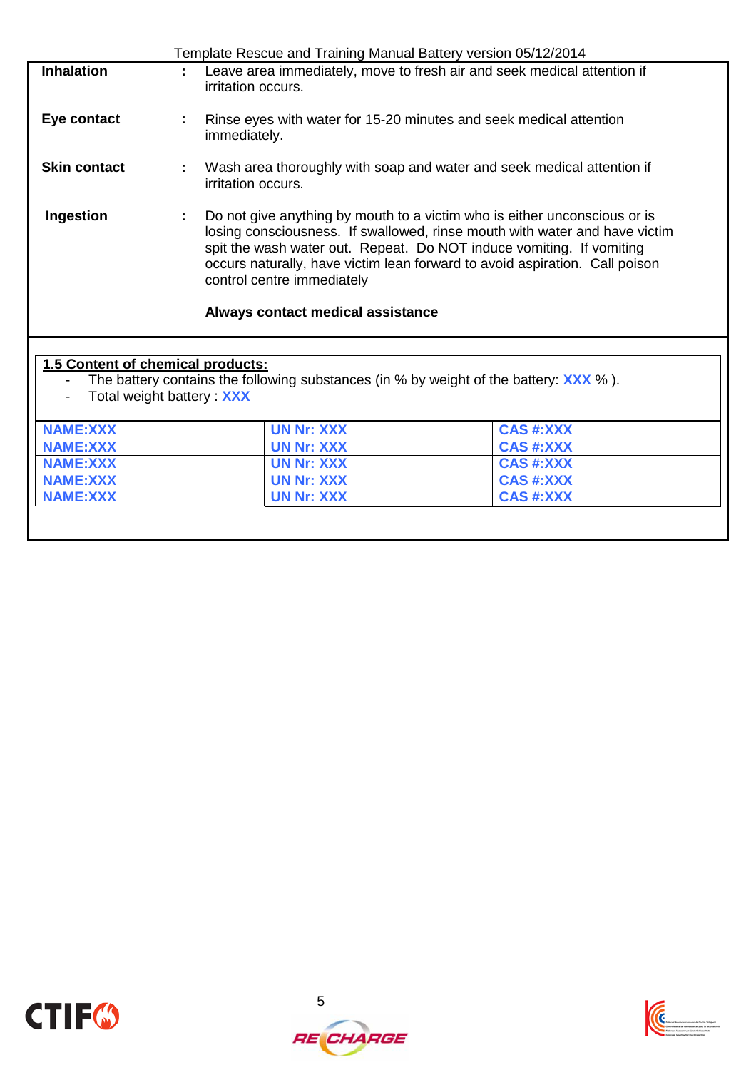**Inhalation** : Leave area immediately, move to fresh air and seek medical attention if irritation occurs.

**Eye contact** : Rinse eyes with water for 15-20 minutes and seek medical attention immediately.

**Skin contact** : Wash area thoroughly with soap and water and seek medical attention if irritation occurs.

**Ingestion** : Do not give anything by mouth to a victim who is either unconscious or is losing consciousness. If swallowed, rinse mouth with water and have victim spit the wash water out. Repeat. Do NOT induce vomiting. If vomiting occurs naturally, have victim lean forward to avoid aspiration. Call poison control centre immediately

**Always contact medical assistance**

**1.5 Content of chemical products:**

- The battery contains the following substances (in % by weight of the battery: **XXX** % ).
- Total weight battery : **XXX**

| | | |
|---|---|---|
| **NAME:XXX** | **UN Nr: XXX** | **CAS #:XXX** |
| **NAME:XXX** | **UN Nr: XXX** | **CAS #:XXX** |
| **NAME:XXX** | **UN Nr: XXX** | **CAS #:XXX** |
| **NAME:XXX** | **UN Nr: XXX** | **CAS #:XXX** |
| **NAME:XXX** | **UN Nr: XXX** | **CAS #:XXX** |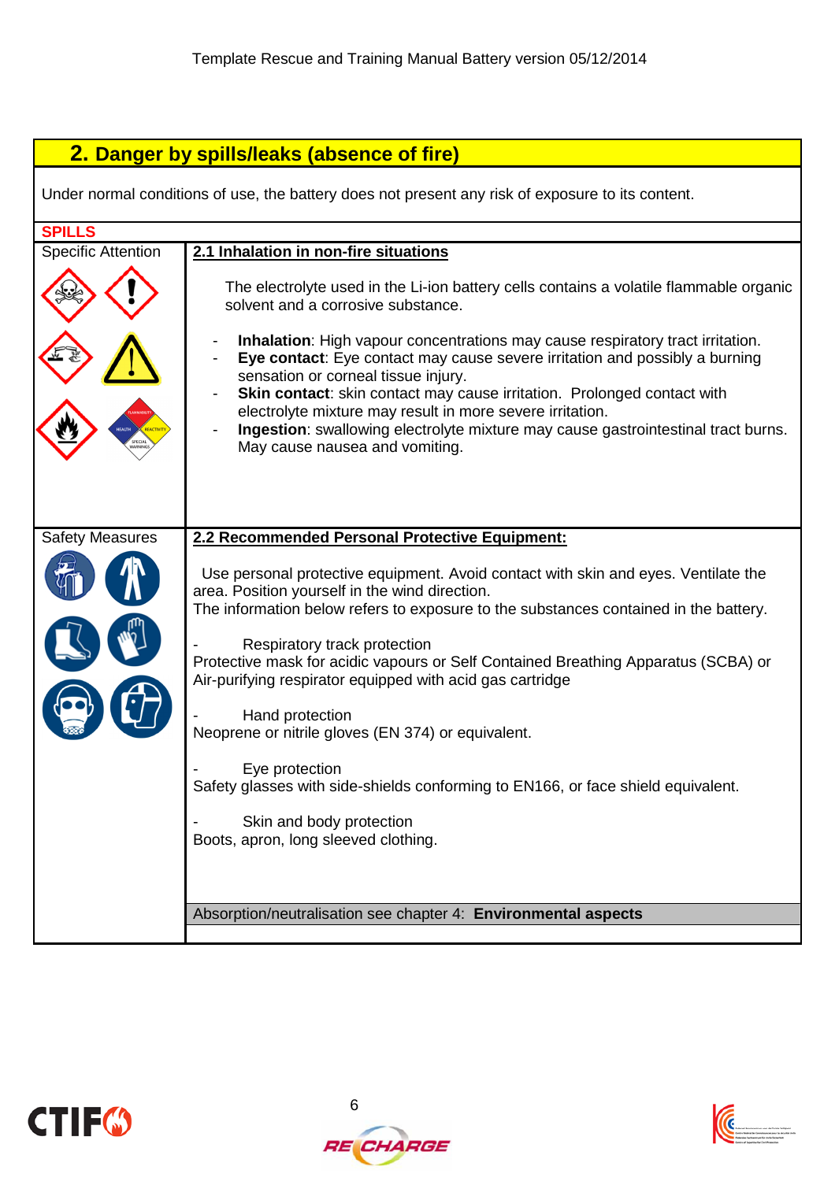## 2. Danger by spills/leaks (absence of fire)

Under normal conditions of use, the battery does not present any risk of exposure to its content.

**SPILLS**

| Specific Attention | **2.1 Inhalation in non-fire situations** |
|---|---|
| | The electrolyte used in the Li-ion battery cells contains a volatile flammable organic solvent and a corrosive substance.<br><br>- **Inhalation**: High vapour concentrations may cause respiratory tract irritation.<br>- **Eye contact**: Eye contact may cause severe irritation and possibly a burning sensation or corneal tissue injury.<br>- **Skin contact**: skin contact may cause irritation. Prolonged contact with electrolyte mixture may result in more severe irritation.<br>- **Ingestion**: swallowing electrolyte mixture may cause gastrointestinal tract burns. May cause nausea and vomiting. |
| Safety Measures | **2.2 Recommended Personal Protective Equipment:**<br><br>Use personal protective equipment. Avoid contact with skin and eyes. Ventilate the area. Position yourself in the wind direction.<br>The information below refers to exposure to the substances contained in the battery.<br><br>- Respiratory track protection<br>Protective mask for acidic vapours or Self Contained Breathing Apparatus (SCBA) or Air-purifying respirator equipped with acid gas cartridge<br><br>- Hand protection<br>Neoprene or nitrile gloves (EN 374) or equivalent.<br><br>- Eye protection<br>Safety glasses with side-shields conforming to EN166, or face shield equivalent.<br><br>- Skin and body protection<br>Boots, apron, long sleeved clothing.<br><br>Absorption/neutralisation see chapter 4: **Environmental aspects** |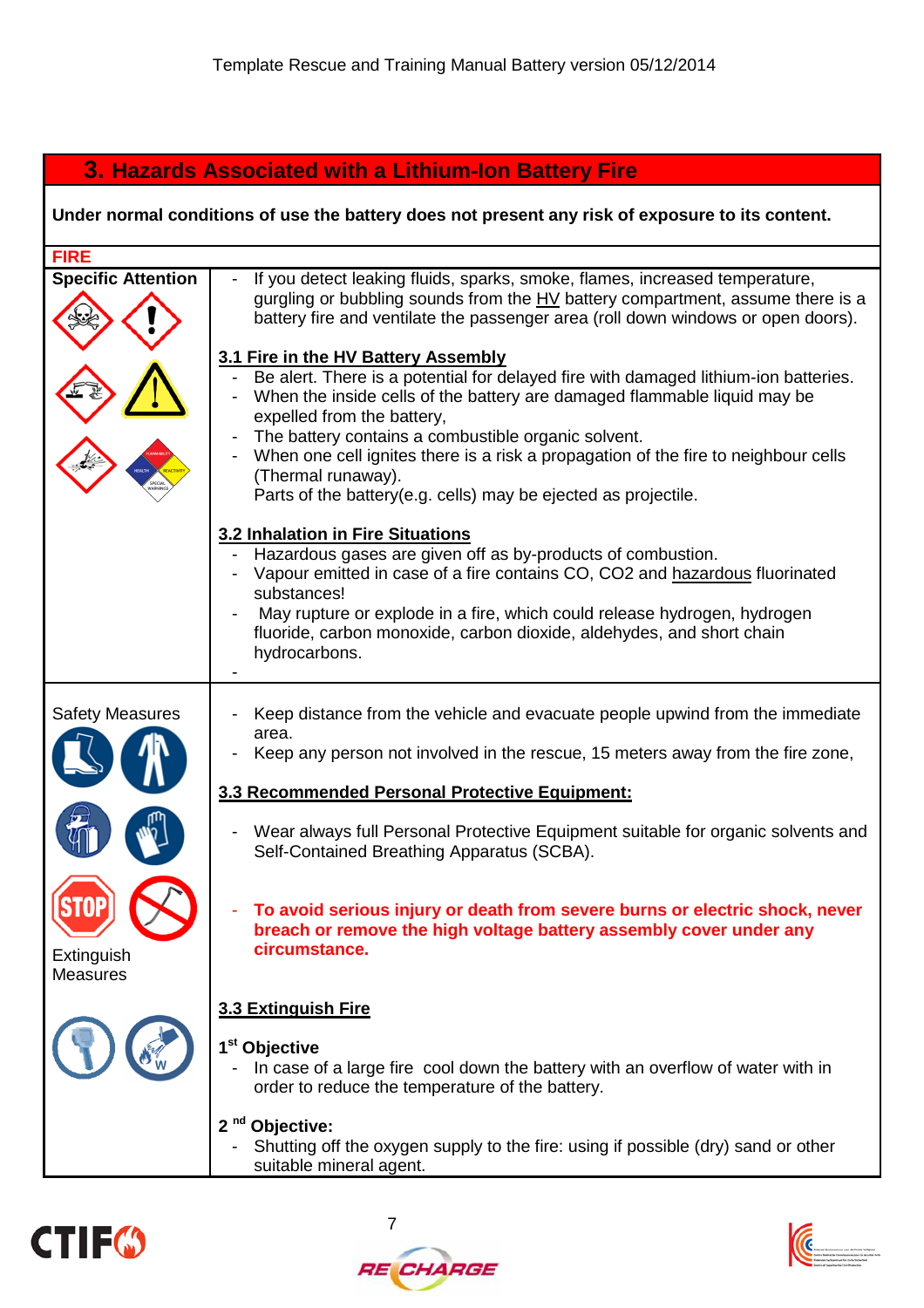## 3. Hazards Associated with a Lithium-Ion Battery Fire

**Under normal conditions of use the battery does not present any risk of exposure to its content.**

**FIRE**

**Specific Attention**

- If you detect leaking fluids, sparks, smoke, flames, increased temperature, gurgling or bubbling sounds from the HV battery compartment, assume there is a battery fire and ventilate the passenger area (roll down windows or open doors).

### 3.1 Fire in the HV Battery Assembly

- Be alert. There is a potential for delayed fire with damaged lithium-ion batteries.
- When the inside cells of the battery are damaged flammable liquid may be expelled from the battery,
- The battery contains a combustible organic solvent.
- When one cell ignites there is a risk a propagation of the fire to neighbour cells (Thermal runaway).
  Parts of the battery(e.g. cells) may be ejected as projectile.

### 3.2 Inhalation in Fire Situations

- Hazardous gases are given off as by-products of combustion.
- Vapour emitted in case of a fire contains CO, $CO_2$ and hazardous fluorinated substances!
- May rupture or explode in a fire, which could release hydrogen, hydrogen fluoride, carbon monoxide, carbon dioxide, aldehydes, and short chain hydrocarbons.
-

**Safety Measures**

- Keep distance from the vehicle and evacuate people upwind from the immediate area.
- Keep any person not involved in the rescue, 15 meters away from the fire zone,

### 3.3 Recommended Personal Protective Equipment:

- Wear always full Personal Protective Equipment suitable for organic solvents and Self-Contained Breathing Apparatus (SCBA).

- **To avoid serious injury or death from severe burns or electric shock, never breach or remove the high voltage battery assembly cover under any circumstance.**

**Extinguish Measures**

### 3.3 Extinguish Fire

**1st Objective**

- In case of a large fire cool down the battery with an overflow of water with in order to reduce the temperature of the battery.

**2nd Objective:**

- Shutting off the oxygen supply to the fire: using if possible (dry) sand or other suitable mineral agent.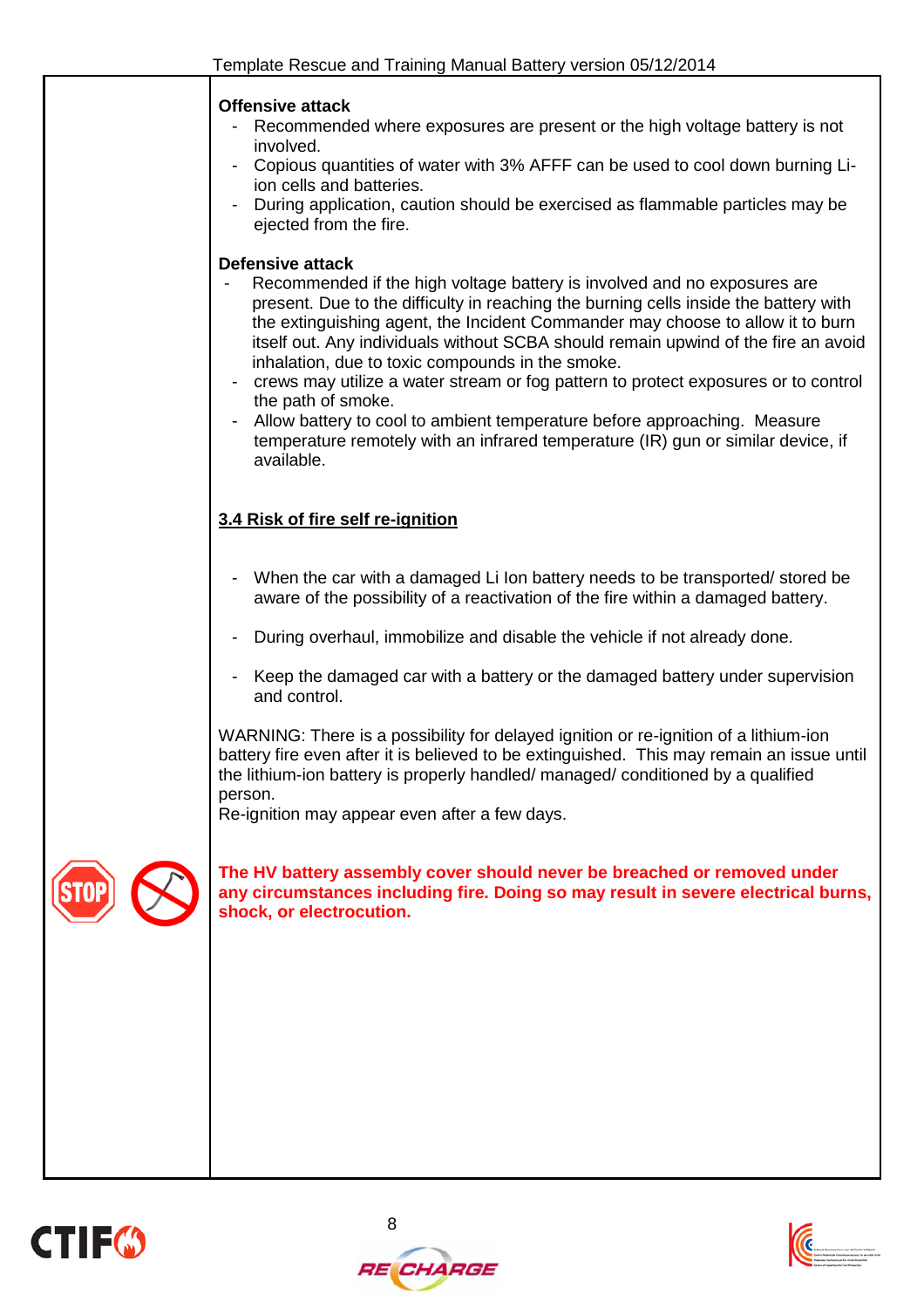**Offensive attack**

- Recommended where exposures are present or the high voltage battery is not involved.
- Copious quantities of water with 3% AFFF can be used to cool down burning Li-ion cells and batteries.
- During application, caution should be exercised as flammable particles may be ejected from the fire.

**Defensive attack**

- Recommended if the high voltage battery is involved and no exposures are present. Due to the difficulty in reaching the burning cells inside the battery with the extinguishing agent, the Incident Commander may choose to allow it to burn itself out. Any individuals without SCBA should remain upwind of the fire an avoid inhalation, due to toxic compounds in the smoke.
- crews may utilize a water stream or fog pattern to protect exposures or to control the path of smoke.
- Allow battery to cool to ambient temperature before approaching. Measure temperature remotely with an infrared temperature (IR) gun or similar device, if available.

### 3.4 Risk of fire self re-ignition

- When the car with a damaged Li Ion battery needs to be transported/ stored be aware of the possibility of a reactivation of the fire within a damaged battery.
- During overhaul, immobilize and disable the vehicle if not already done.
- Keep the damaged car with a battery or the damaged battery under supervision and control.

WARNING: There is a possibility for delayed ignition or re-ignition of a lithium-ion battery fire even after it is believed to be extinguished. This may remain an issue until the lithium-ion battery is properly handled/ managed/ conditioned by a qualified person.
Re-ignition may appear even after a few days.

**The HV battery assembly cover should never be breached or removed under any circumstances including fire. Doing so may result in severe electrical burns, shock, or electrocution.**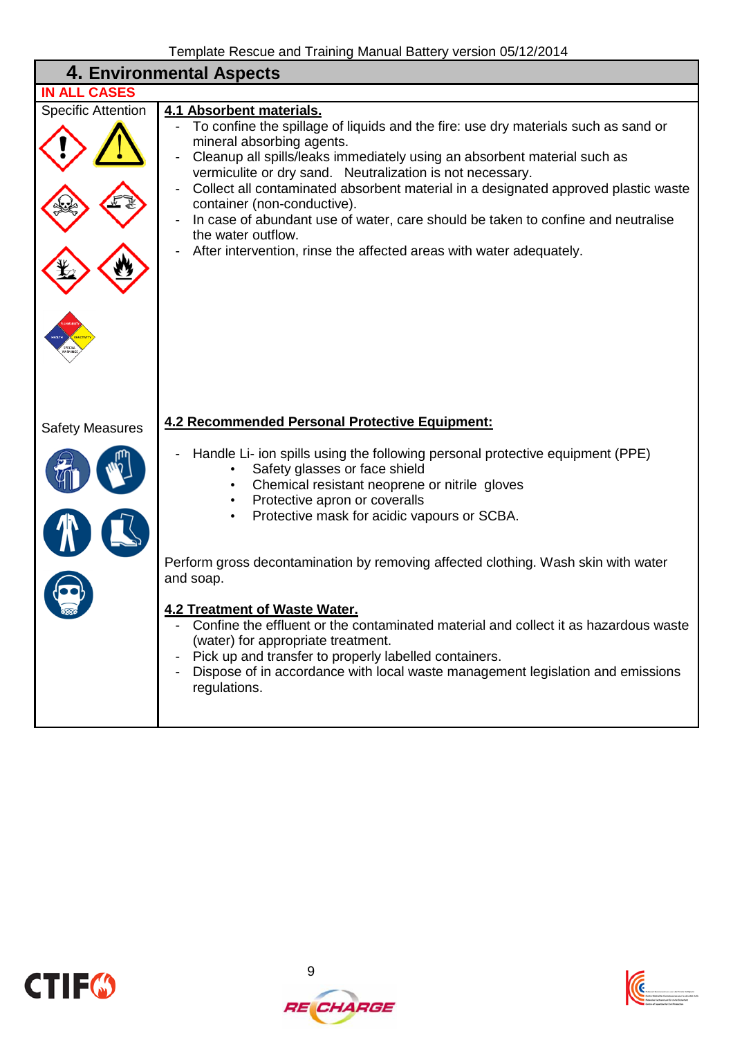## 4. Environmental Aspects

**IN ALL CASES**

| | |
|---|---|
| Specific Attention | **4.1 Absorbent materials.**<br>- To confine the spillage of liquids and the fire: use dry materials such as sand or mineral absorbing agents.<br>- Cleanup all spills/leaks immediately using an absorbent material such as vermiculite or dry sand. Neutralization is not necessary.<br>- Collect all contaminated absorbent material in a designated approved plastic waste container (non-conductive).<br>- In case of abundant use of water, care should be taken to confine and neutralise the water outflow.<br>- After intervention, rinse the affected areas with water adequately. |
| Safety Measures | **4.2 Recommended Personal Protective Equipment:**<br>- Handle Li- ion spills using the following personal protective equipment (PPE)<br>&nbsp;&nbsp;• Safety glasses or face shield<br>&nbsp;&nbsp;• Chemical resistant neoprene or nitrile gloves<br>&nbsp;&nbsp;• Protective apron or coveralls<br>&nbsp;&nbsp;• Protective mask for acidic vapours or SCBA.<br><br>Perform gross decontamination by removing affected clothing. Wash skin with water and soap.<br><br>**4.2 Treatment of Waste Water.**<br>- Confine the effluent or the contaminated material and collect it as hazardous waste (water) for appropriate treatment.<br>- Pick up and transfer to properly labelled containers.<br>- Dispose of in accordance with local waste management legislation and emissions regulations. |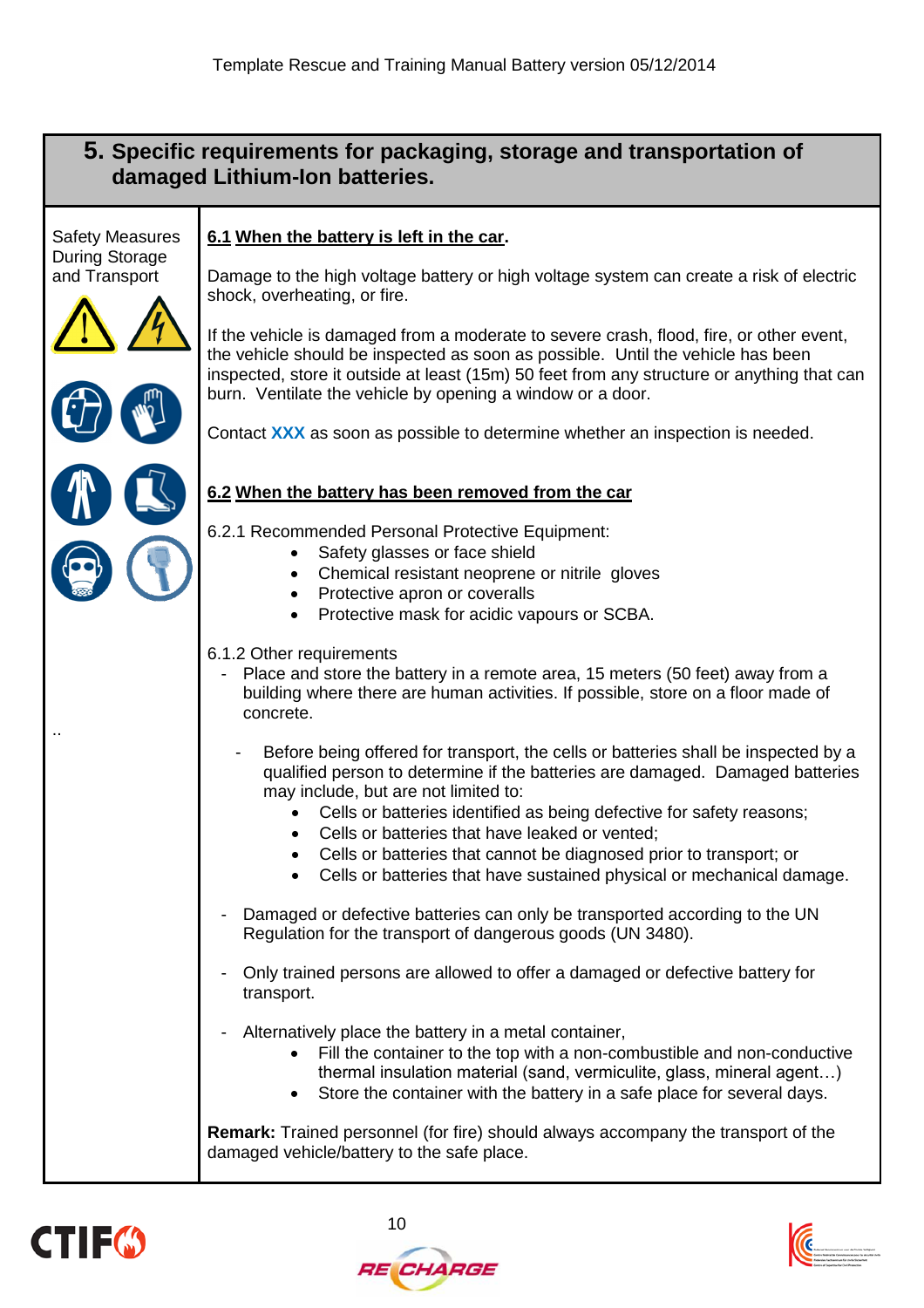## 5. Specific requirements for packaging, storage and transportation of damaged Lithium-Ion batteries.

Safety Measures During Storage and Transport

### 6.1 When the battery is left in the car.

Damage to the high voltage battery or high voltage system can create a risk of electric shock, overheating, or fire.

If the vehicle is damaged from a moderate to severe crash, flood, fire, or other event, the vehicle should be inspected as soon as possible. Until the vehicle has been inspected, store it outside at least (15m) 50 feet from any structure or anything that can burn. Ventilate the vehicle by opening a window or a door.

Contact **XXX** as soon as possible to determine whether an inspection is needed.

### 6.2 When the battery has been removed from the car

6.2.1 Recommended Personal Protective Equipment:

- Safety glasses or face shield
- Chemical resistant neoprene or nitrile gloves
- Protective apron or coveralls
- Protective mask for acidic vapours or SCBA.

6.1.2 Other requirements

- Place and store the battery in a remote area, 15 meters (50 feet) away from a building where there are human activities. If possible, store on a floor made of concrete.

- Before being offered for transport, the cells or batteries shall be inspected by a qualified person to determine if the batteries are damaged. Damaged batteries may include, but are not limited to:
  - Cells or batteries identified as being defective for safety reasons;
  - Cells or batteries that have leaked or vented;
  - Cells or batteries that cannot be diagnosed prior to transport; or
  - Cells or batteries that have sustained physical or mechanical damage.

- Damaged or defective batteries can only be transported according to the UN Regulation for the transport of dangerous goods (UN 3480).

- Only trained persons are allowed to offer a damaged or defective battery for transport.

- Alternatively place the battery in a metal container,
  - Fill the container to the top with a non-combustible and non-conductive thermal insulation material (sand, vermiculite, glass, mineral agent…)
  - Store the container with the battery in a safe place for several days.

**Remark:** Trained personnel (for fire) should always accompany the transport of the damaged vehicle/battery to the safe place.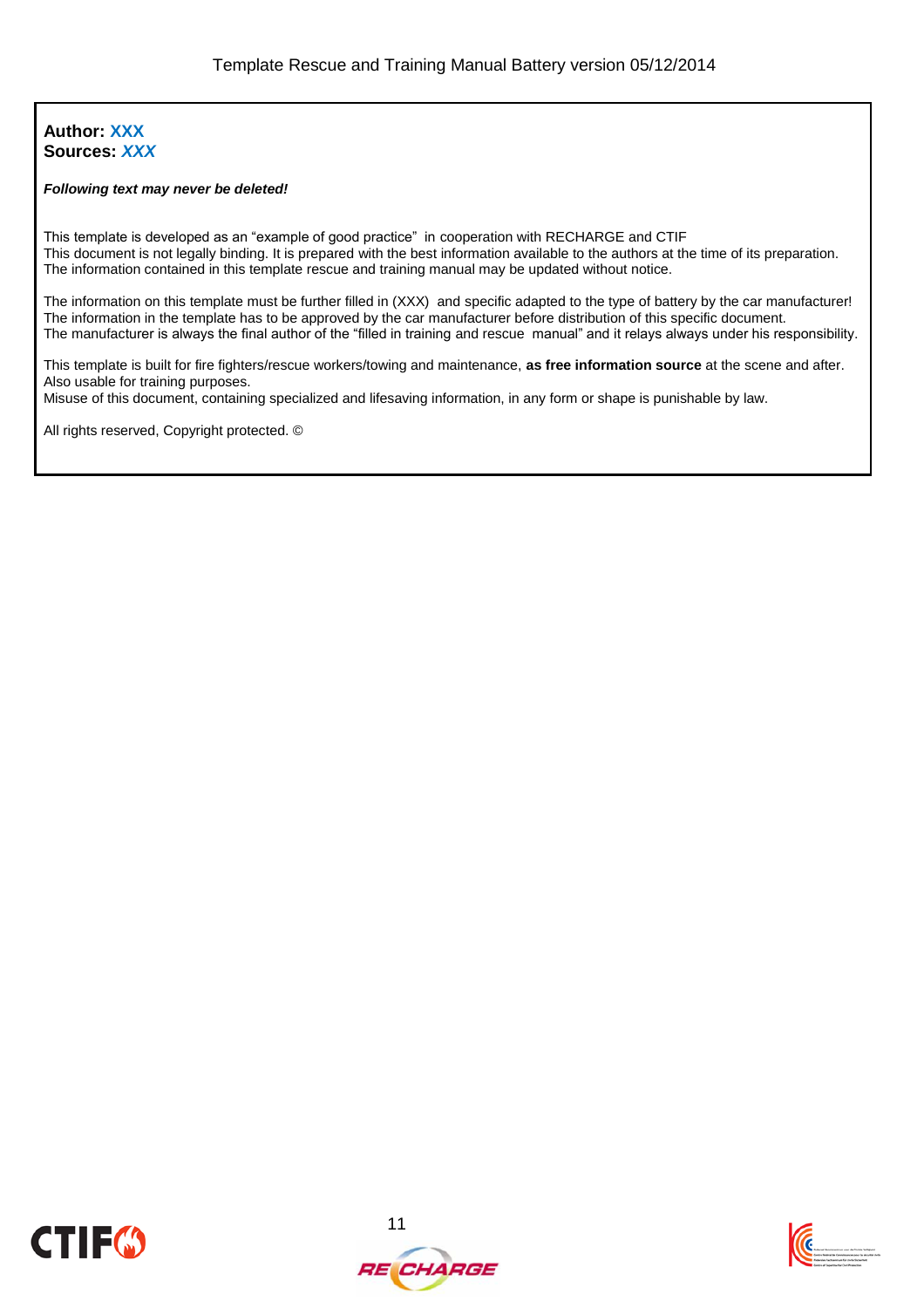**Author: XXX**
**Sources: *XXX***

***Following text may never be deleted!***

This template is developed as an “example of good practice” in cooperation with RECHARGE and CTIF
This document is not legally binding. It is prepared with the best information available to the authors at the time of its preparation.
The information contained in this template rescue and training manual may be updated without notice.

The information on this template must be further filled in (XXX) and specific adapted to the type of battery by the car manufacturer!
The information in the template has to be approved by the car manufacturer before distribution of this specific document.
The manufacturer is always the final author of the “filled in training and rescue manual” and it relays always under his responsibility.

This template is built for fire fighters/rescue workers/towing and maintenance, **as free information source** at the scene and after.
Also usable for training purposes.
Misuse of this document, containing specialized and lifesaving information, in any form or shape is punishable by law.

All rights reserved, Copyright protected. ©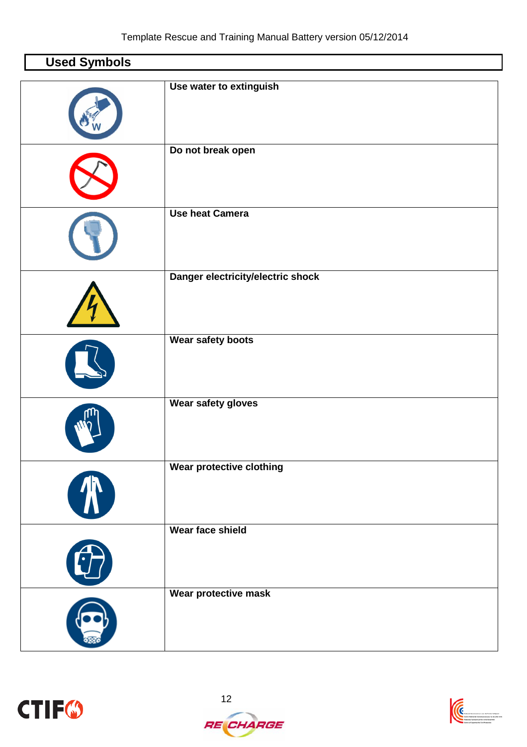## Used Symbols

| | |
|---|---|
| | **Use water to extinguish** |
| | **Do not break open** |
| | **Use heat Camera** |
| | **Danger electricity/electric shock** |
| | **Wear safety boots** |
| | **Wear safety gloves** |
| | **Wear protective clothing** |
| | **Wear face shield** |
| | **Wear protective mask** |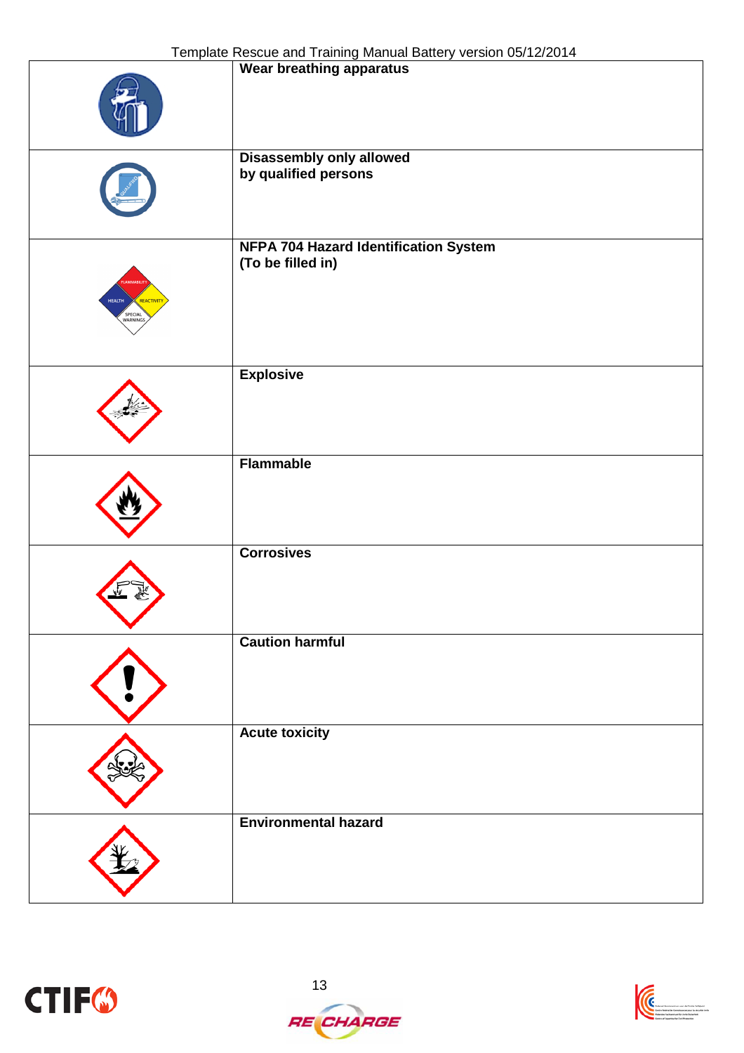| | |
|---|---|
| | **Wear breathing apparatus** |
| | **Disassembly only allowed by qualified persons** |
| | **NFPA 704 Hazard Identification System (To be filled in)** |
| | **Explosive** |
| | **Flammable** |
| | **Corrosives** |
| | **Caution harmful** |
| | **Acute toxicity** |
| | **Environmental hazard** |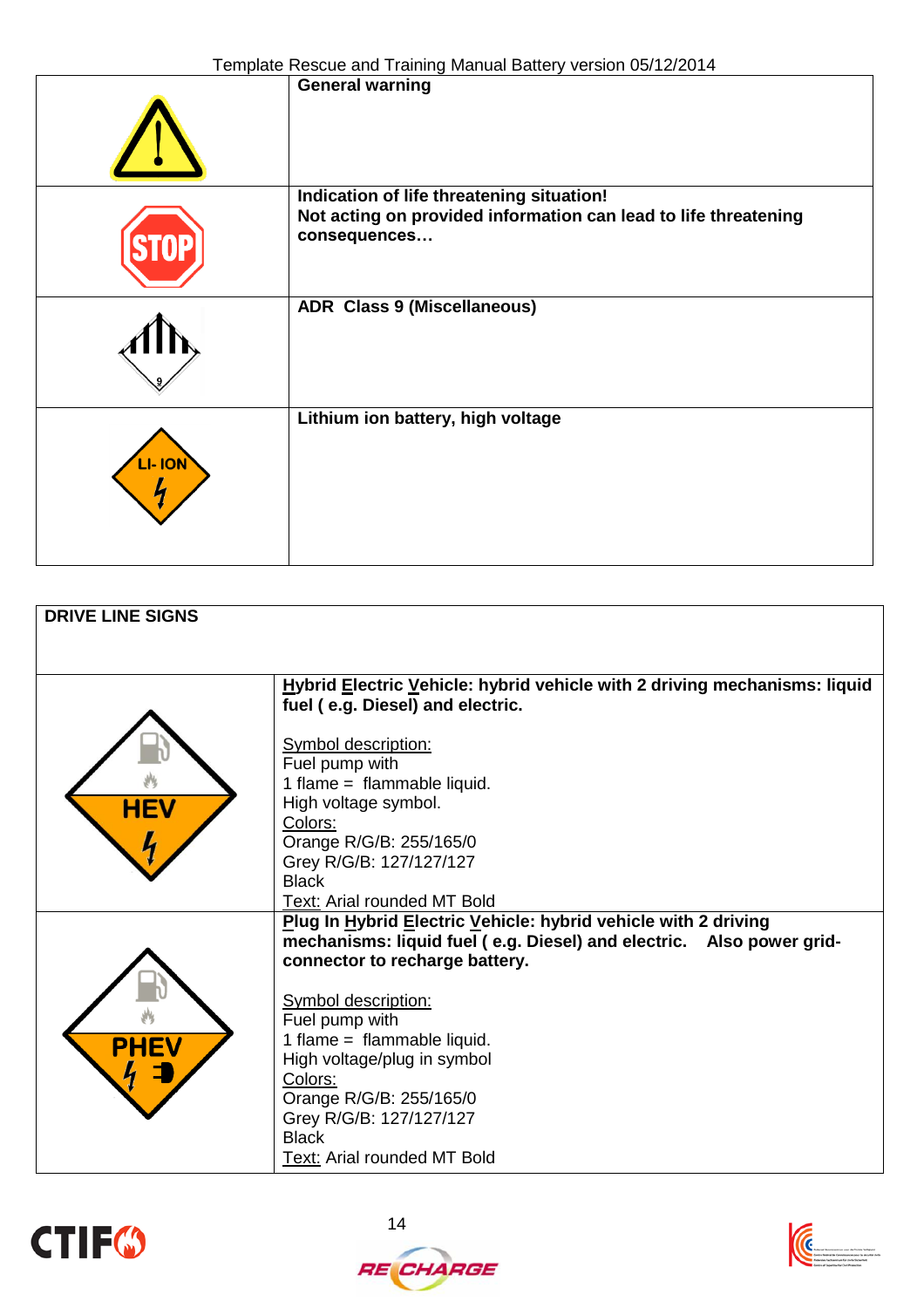| | |
|---|---|
| | **General warning** |
| STOP | **Indication of life threatening situation!** **Not acting on provided information can lead to life threatening consequences…** |
| 9 | **ADR Class 9 (Miscellaneous)** |
| LI- ION | **Lithium ion battery, high voltage** |

| **DRIVE LINE SIGNS** | |
|---|---|
| HEV | **Hybrid Electric Vehicle: hybrid vehicle with 2 driving mechanisms: liquid fuel ( e.g. Diesel) and electric.**<br><br>Symbol description:<br>Fuel pump with<br>1 flame = flammable liquid.<br>High voltage symbol.<br>Colors:<br>Orange R/G/B: 255/165/0<br>Grey R/G/B: 127/127/127<br>Black<br>Text: Arial rounded MT Bold |
| PHEV | **Plug In Hybrid Electric Vehicle: hybrid vehicle with 2 driving mechanisms: liquid fuel ( e.g. Diesel) and electric. Also power grid-connector to recharge battery.**<br><br>Symbol description:<br>Fuel pump with<br>1 flame = flammable liquid.<br>High voltage/plug in symbol<br>Colors:<br>Orange R/G/B: 255/165/0<br>Grey R/G/B: 127/127/127<br>Black<br>Text: Arial rounded MT Bold |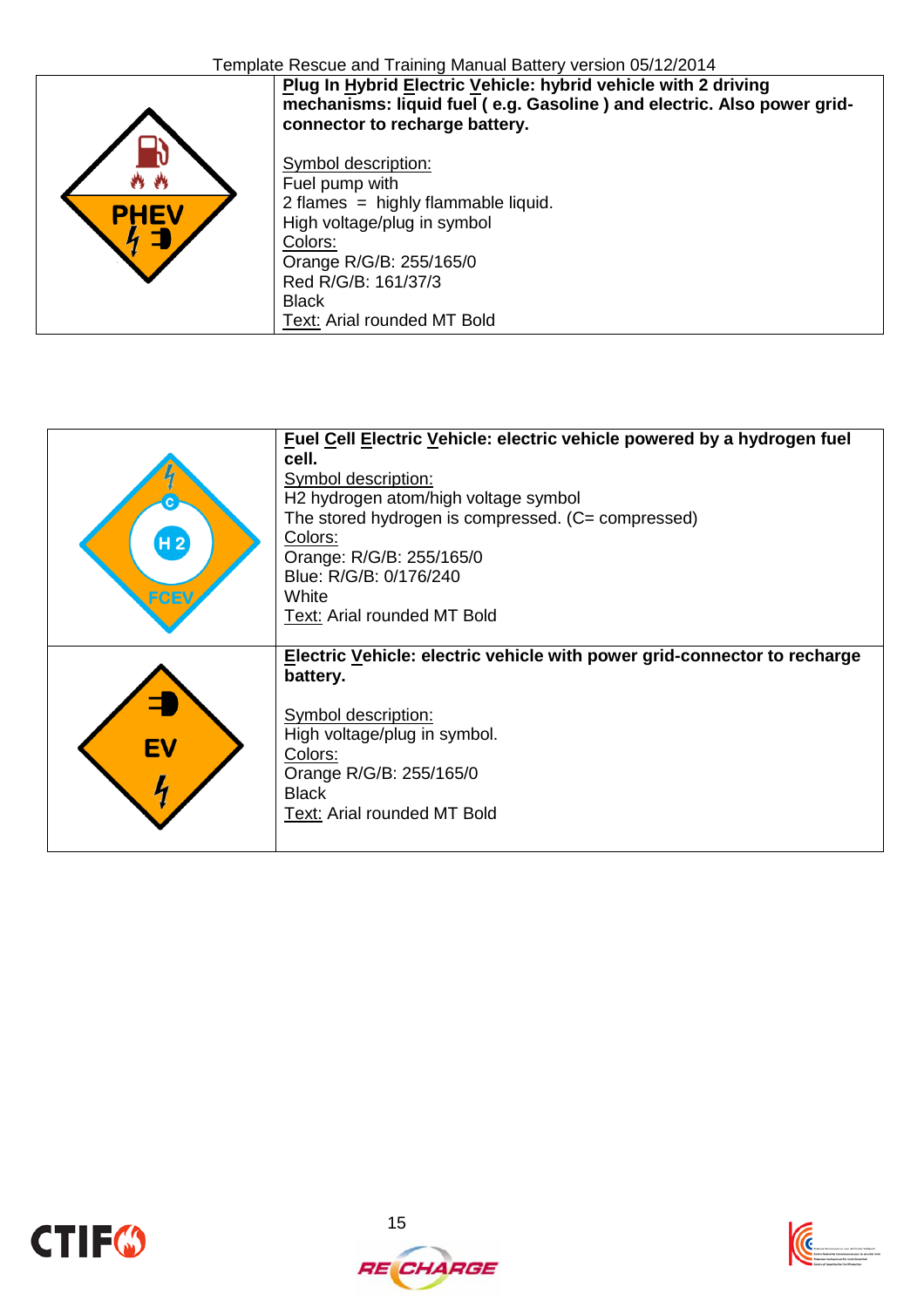| | |
|---|---|
| PHEV | **Plug In Hybrid Electric Vehicle: hybrid vehicle with 2 driving mechanisms: liquid fuel ( e.g. Gasoline ) and electric. Also power grid-connector to recharge battery.**<br><br>Symbol description:<br>Fuel pump with<br>2 flames = highly flammable liquid.<br>High voltage/plug in symbol<br>Colors:<br>Orange R/G/B: 255/165/0<br>Red R/G/B: 161/37/3<br>Black<br>Text: Arial rounded MT Bold |

| | |
|---|---|
| C H 2 FCEV | **Fuel Cell Electric Vehicle: electric vehicle powered by a hydrogen fuel cell.**<br>Symbol description:<br>H2 hydrogen atom/high voltage symbol<br>The stored hydrogen is compressed. (C= compressed)<br>Colors:<br>Orange: R/G/B: 255/165/0<br>Blue: R/G/B: 0/176/240<br>White<br>Text: Arial rounded MT Bold |
| EV | **Electric Vehicle: electric vehicle with power grid-connector to recharge battery.**<br><br>Symbol description:<br>High voltage/plug in symbol.<br>Colors:<br>Orange R/G/B: 255/165/0<br>Black<br>Text: Arial rounded MT Bold |